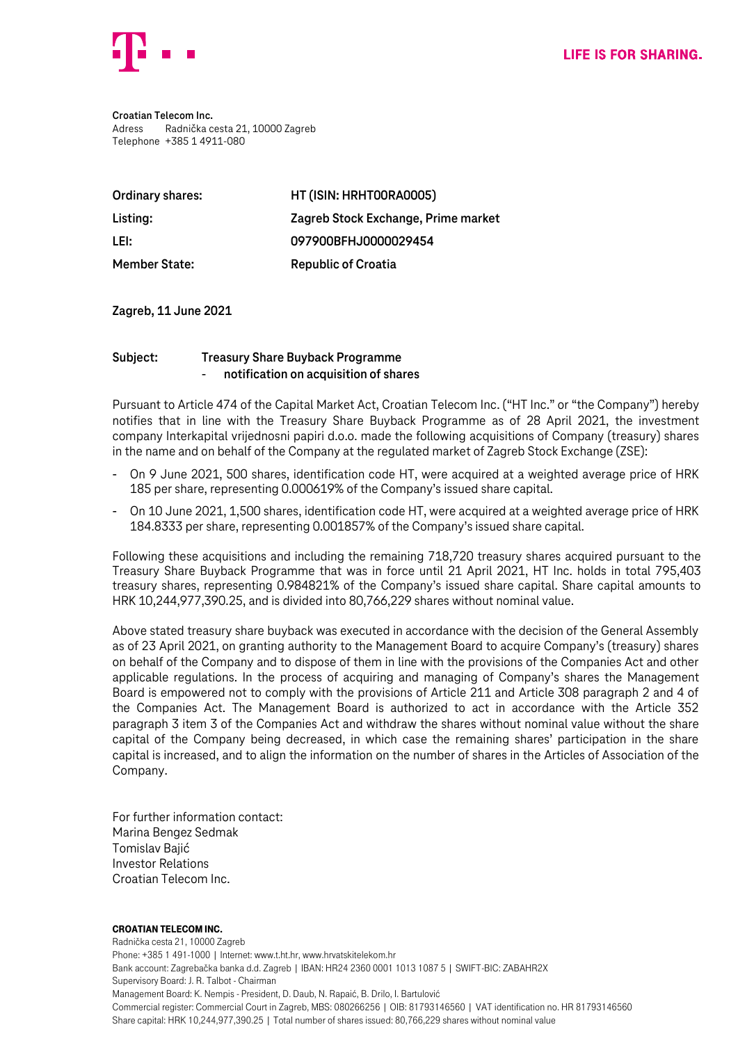LIFE IS FOR SHARING.

**Croatian Telecom Inc.**
Adress Radnička cesta 21, 10000 Zagreb
Telephone +385 1 4911-080

| | |
|---|---|
| **Ordinary shares:** | **HT (ISIN: HRHT00RA0005)** |
| **Listing:** | **Zagreb Stock Exchange, Prime market** |
| **LEI:** | **097900BFHJ0000029454** |
| **Member State:** | **Republic of Croatia** |

**Zagreb, 11 June 2021**

**Subject: Treasury Share Buyback Programme**
**- notification on acquisition of shares**

Pursuant to Article 474 of the Capital Market Act, Croatian Telecom Inc. ("HT Inc." or "the Company") hereby notifies that in line with the Treasury Share Buyback Programme as of 28 April 2021, the investment company Interkapital vrijednosni papiri d.o.o. made the following acquisitions of Company (treasury) shares in the name and on behalf of the Company at the regulated market of Zagreb Stock Exchange (ZSE):

- On 9 June 2021, 500 shares, identification code HT, were acquired at a weighted average price of HRK 185 per share, representing 0.000619% of the Company's issued share capital.
- On 10 June 2021, 1,500 shares, identification code HT, were acquired at a weighted average price of HRK 184.8333 per share, representing 0.001857% of the Company's issued share capital.

Following these acquisitions and including the remaining 718,720 treasury shares acquired pursuant to the Treasury Share Buyback Programme that was in force until 21 April 2021, HT Inc. holds in total 795,403 treasury shares, representing 0.984821% of the Company's issued share capital. Share capital amounts to HRK 10,244,977,390.25, and is divided into 80,766,229 shares without nominal value.

Above stated treasury share buyback was executed in accordance with the decision of the General Assembly as of 23 April 2021, on granting authority to the Management Board to acquire Company's (treasury) shares on behalf of the Company and to dispose of them in line with the provisions of the Companies Act and other applicable regulations. In the process of acquiring and managing of Company's shares the Management Board is empowered not to comply with the provisions of Article 211 and Article 308 paragraph 2 and 4 of the Companies Act. The Management Board is authorized to act in accordance with the Article 352 paragraph 3 item 3 of the Companies Act and withdraw the shares without nominal value without the share capital of the Company being decreased, in which case the remaining shares' participation in the share capital is increased, and to align the information on the number of shares in the Articles of Association of the Company.

For further information contact:
Marina Bengez Sedmak
Tomislav Bajić
Investor Relations
Croatian Telecom Inc.

**CROATIAN TELECOM INC.**
Radnička cesta 21, 10000 Zagreb
Phone: +385 1 491-1000 | Internet: www.t.ht.hr, www.hrvatskitelekom.hr
Bank account: Zagrebačka banka d.d. Zagreb | IBAN: HR24 2360 0001 1013 1087 5 | SWIFT-BIC: ZABAHR2X
Supervisory Board: J. R. Talbot - Chairman
Management Board: K. Nempis - President, D. Daub, N. Rapaić, B. Drilo, I. Bartulović
Commercial register: Commercial Court in Zagreb, MBS: 080266256 | OIB: 81793146560 | VAT identification no. HR 81793146560
Share capital: HRK 10,244,977,390.25 | Total number of shares issued: 80,766,229 shares without nominal value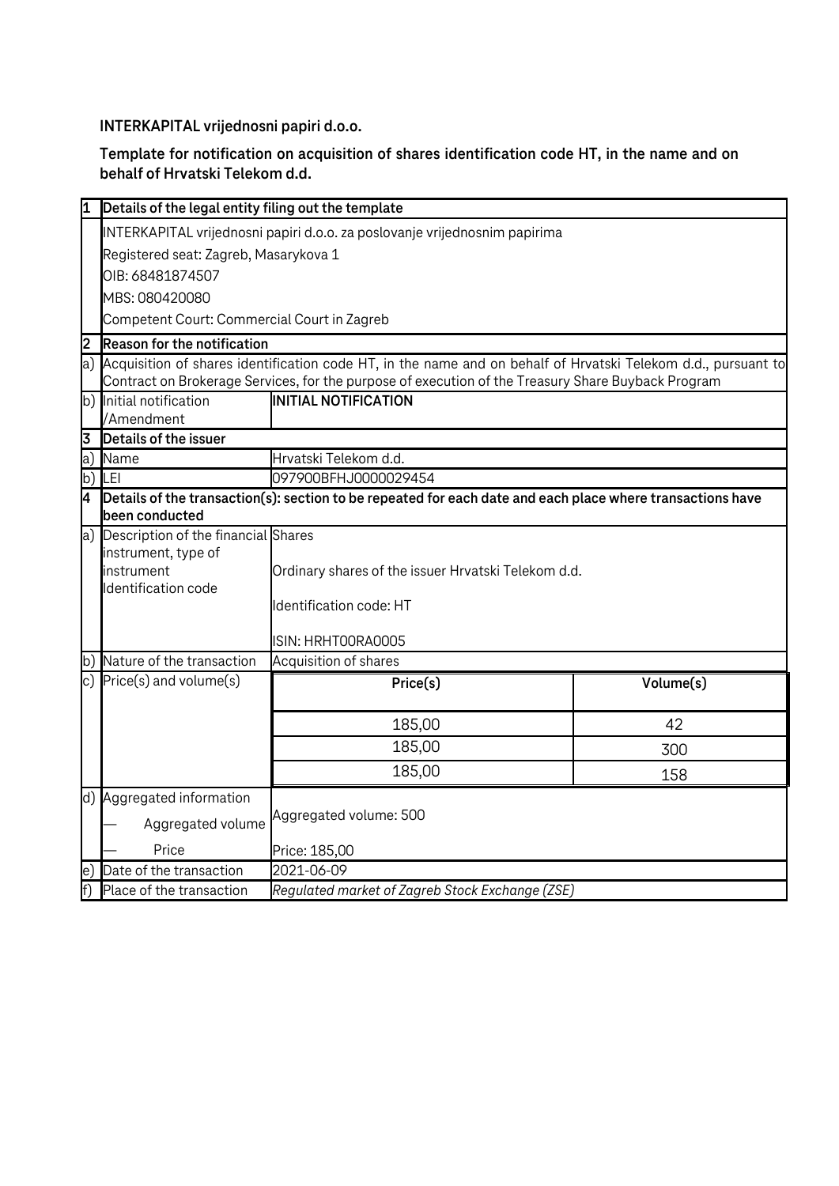**INTERKAPITAL vrijednosni papiri d.o.o.**

**Template for notification on acquisition of shares identification code HT, in the name and on behalf of Hrvatski Telekom d.d.**

| | | | |
|---|---|---|---|
| **1** | **Details of the legal entity filing out the template** | | |
| | INTERKAPITAL vrijednosni papiri d.o.o. za poslovanje vrijednosnim papirima<br>Registered seat: Zagreb, Masarykova 1<br>OIB: 68481874507<br>MBS: 080420080<br>Competent Court: Commercial Court in Zagreb | | |
| **2** | **Reason for the notification** | | |
| a) | Acquisition of shares identification code HT, in the name and on behalf of Hrvatski Telekom d.d., pursuant to Contract on Brokerage Services, for the purpose of execution of the Treasury Share Buyback Program | | |
| b) | Initial notification /Amendment | **INITIAL NOTIFICATION** | |
| **3** | **Details of the issuer** | | |
| a) | Name | Hrvatski Telekom d.d. | |
| b) | LEI | 097900BFHJ0000029454 | |
| **4** | **Details of the transaction(s): section to be repeated for each date and each place where transactions have been conducted** | | |
| a) | Description of the financial instrument, type of instrument Identification code | Shares<br>Ordinary shares of the issuer Hrvatski Telekom d.d.<br>Identification code: HT<br>ISIN: HRHT00RA0005 | |
| b) | Nature of the transaction | Acquisition of shares | |
| c) | Price(s) and volume(s) | **Price(s)** | **Volume(s)** |
| | | 185,00 | 42 |
| | | 185,00 | 300 |
| | | 185,00 | 158 |
| d) | Aggregated information<br>— Aggregated volume<br>— Price | Aggregated volume: 500<br>Price: 185,00 | |
| e) | Date of the transaction | 2021-06-09 | |
| f) | Place of the transaction | *Regulated market of Zagreb Stock Exchange (ZSE)* | |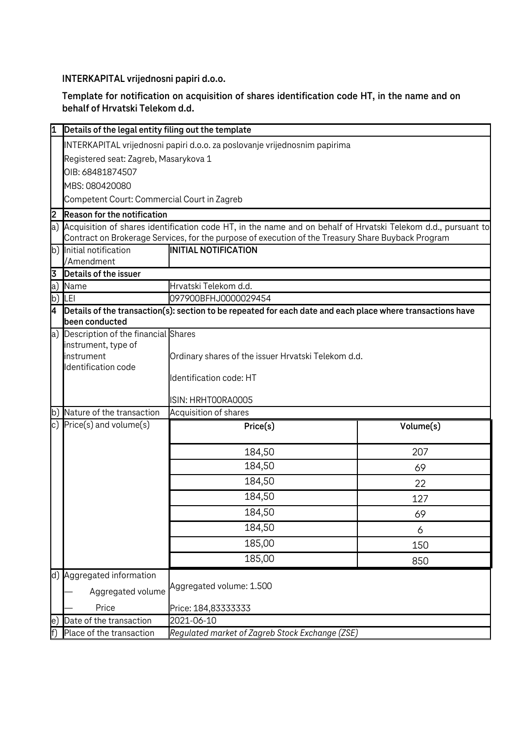**INTERKAPITAL vrijednosni papiri d.o.o.**

**Template for notification on acquisition of shares identification code HT, in the name and on behalf of Hrvatski Telekom d.d.**

| | | | |
|---|---|---|---|
| **1** | **Details of the legal entity filing out the template** | | |
| | INTERKAPITAL vrijednosni papiri d.o.o. za poslovanje vrijednosnim papirima<br>Registered seat: Zagreb, Masarykova 1<br>OIB: 68481874507<br>MBS: 080420080<br>Competent Court: Commercial Court in Zagreb | | |
| **2** | **Reason for the notification** | | |
| a) | Acquisition of shares identification code HT, in the name and on behalf of Hrvatski Telekom d.d., pursuant to Contract on Brokerage Services, for the purpose of execution of the Treasury Share Buyback Program | | |
| b) | Initial notification /Amendment | **INITIAL NOTIFICATION** | |
| **3** | **Details of the issuer** | | |
| a) | Name | Hrvatski Telekom d.d. | |
| b) | LEI | 097900BFHJ0000029454 | |
| **4** | **Details of the transaction(s): section to be repeated for each date and each place where transactions have been conducted** | | |
| a) | Description of the financial instrument, type of instrument Identification code | Shares<br>Ordinary shares of the issuer Hrvatski Telekom d.d.<br>Identification code: HT<br>ISIN: HRHT00RA0005 | |
| b) | Nature of the transaction | Acquisition of shares | |
| c) | Price(s) and volume(s) | **Price(s)** | **Volume(s)** |
| | | 184,50 | 207 |
| | | 184,50 | 69 |
| | | 184,50 | 22 |
| | | 184,50 | 127 |
| | | 184,50 | 69 |
| | | 184,50 | 6 |
| | | 185,00 | 150 |
| | | 185,00 | 850 |
| d) | Aggregated information<br>— Aggregated volume<br>— Price | Aggregated volume: 1.500<br>Price: 184,83333333 | |
| e) | Date of the transaction | 2021-06-10 | |
| f) | Place of the transaction | *Regulated market of Zagreb Stock Exchange (ZSE)* | |